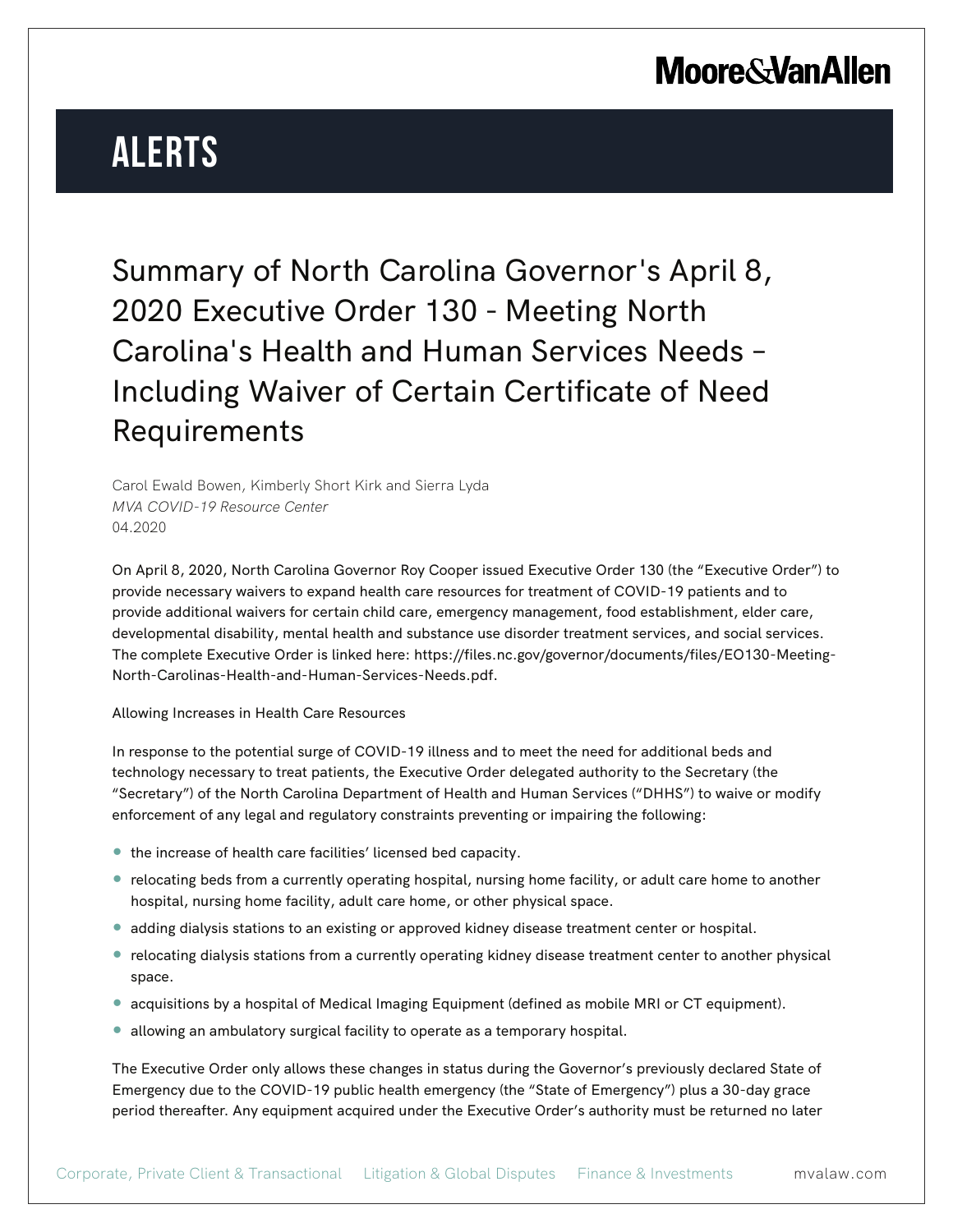Moore&VanAllen

# ALERTS

# Summary of North Carolina Governor's April 8, 2020 Executive Order 130 - Meeting North Carolina's Health and Human Services Needs – Including Waiver of Certain Certificate of Need Requirements

Carol Ewald Bowen, Kimberly Short Kirk and Sierra Lyda
*MVA COVID-19 Resource Center*
04.2020

On April 8, 2020, North Carolina Governor Roy Cooper issued Executive Order 130 (the "Executive Order") to provide necessary waivers to expand health care resources for treatment of COVID-19 patients and to provide additional waivers for certain child care, emergency management, food establishment, elder care, developmental disability, mental health and substance use disorder treatment services, and social services. The complete Executive Order is linked here: https://files.nc.gov/governor/documents/files/EO130-Meeting-North-Carolinas-Health-and-Human-Services-Needs.pdf.

Allowing Increases in Health Care Resources

In response to the potential surge of COVID-19 illness and to meet the need for additional beds and technology necessary to treat patients, the Executive Order delegated authority to the Secretary (the "Secretary") of the North Carolina Department of Health and Human Services ("DHHS") to waive or modify enforcement of any legal and regulatory constraints preventing or impairing the following:

- the increase of health care facilities' licensed bed capacity.
- relocating beds from a currently operating hospital, nursing home facility, or adult care home to another hospital, nursing home facility, adult care home, or other physical space.
- adding dialysis stations to an existing or approved kidney disease treatment center or hospital.
- relocating dialysis stations from a currently operating kidney disease treatment center to another physical space.
- acquisitions by a hospital of Medical Imaging Equipment (defined as mobile MRI or CT equipment).
- allowing an ambulatory surgical facility to operate as a temporary hospital.

The Executive Order only allows these changes in status during the Governor's previously declared State of Emergency due to the COVID-19 public health emergency (the "State of Emergency") plus a 30-day grace period thereafter. Any equipment acquired under the Executive Order's authority must be returned no later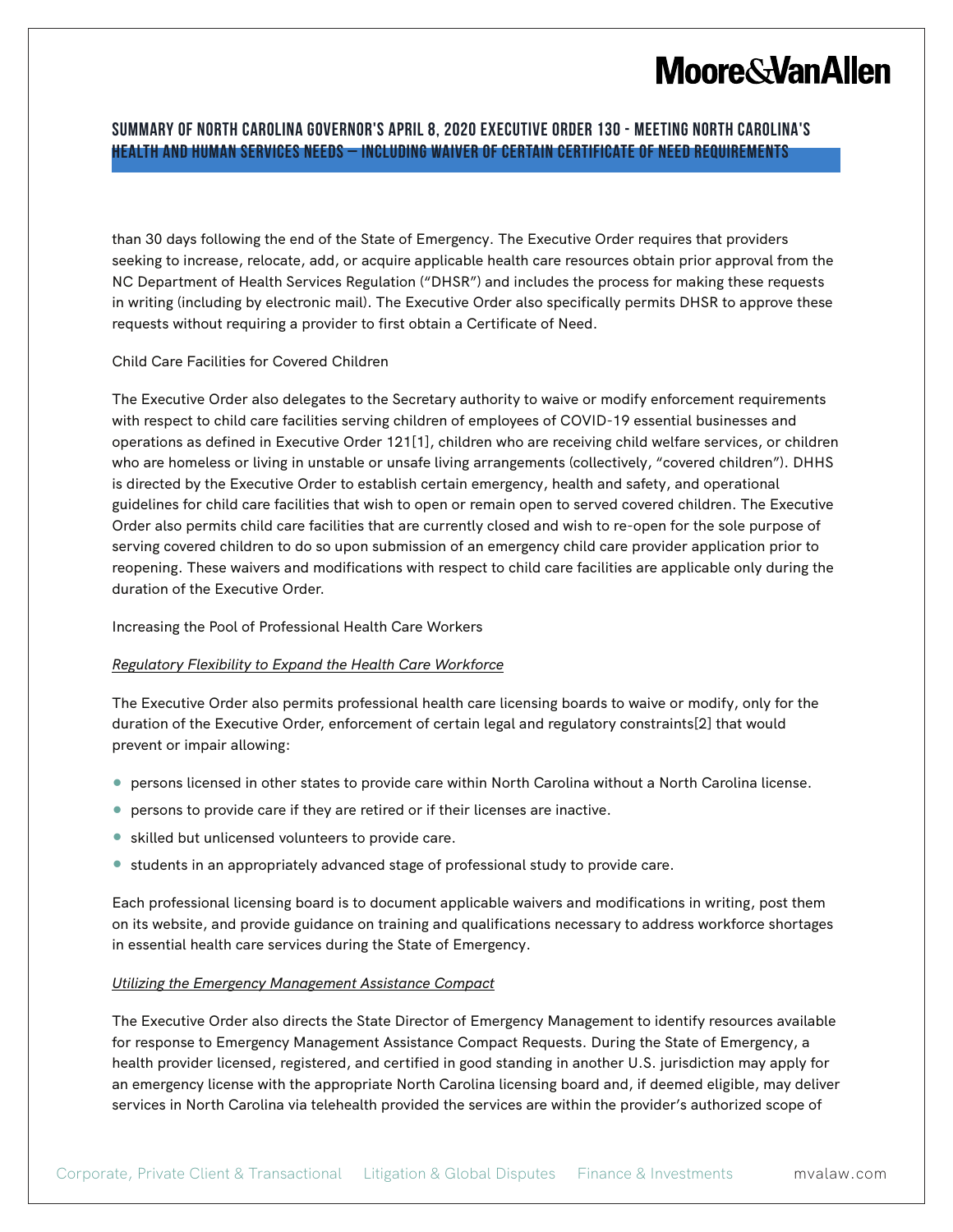than 30 days following the end of the State of Emergency. The Executive Order requires that providers seeking to increase, relocate, add, or acquire applicable health care resources obtain prior approval from the NC Department of Health Services Regulation ("DHSR") and includes the process for making these requests in writing (including by electronic mail). The Executive Order also specifically permits DHSR to approve these requests without requiring a provider to first obtain a Certificate of Need.

Child Care Facilities for Covered Children

The Executive Order also delegates to the Secretary authority to waive or modify enforcement requirements with respect to child care facilities serving children of employees of COVID-19 essential businesses and operations as defined in Executive Order 121[1], children who are receiving child welfare services, or children who are homeless or living in unstable or unsafe living arrangements (collectively, "covered children"). DHHS is directed by the Executive Order to establish certain emergency, health and safety, and operational guidelines for child care facilities that wish to open or remain open to served covered children. The Executive Order also permits child care facilities that are currently closed and wish to re-open for the sole purpose of serving covered children to do so upon submission of an emergency child care provider application prior to reopening. These waivers and modifications with respect to child care facilities are applicable only during the duration of the Executive Order.

Increasing the Pool of Professional Health Care Workers

*Regulatory Flexibility to Expand the Health Care Workforce*

The Executive Order also permits professional health care licensing boards to waive or modify, only for the duration of the Executive Order, enforcement of certain legal and regulatory constraints[2] that would prevent or impair allowing:

- persons licensed in other states to provide care within North Carolina without a North Carolina license.
- persons to provide care if they are retired or if their licenses are inactive.
- skilled but unlicensed volunteers to provide care.
- students in an appropriately advanced stage of professional study to provide care.

Each professional licensing board is to document applicable waivers and modifications in writing, post them on its website, and provide guidance on training and qualifications necessary to address workforce shortages in essential health care services during the State of Emergency.

*Utilizing the Emergency Management Assistance Compact*

The Executive Order also directs the State Director of Emergency Management to identify resources available for response to Emergency Management Assistance Compact Requests. During the State of Emergency, a health provider licensed, registered, and certified in good standing in another U.S. jurisdiction may apply for an emergency license with the appropriate North Carolina licensing board and, if deemed eligible, may deliver services in North Carolina via telehealth provided the services are within the provider's authorized scope of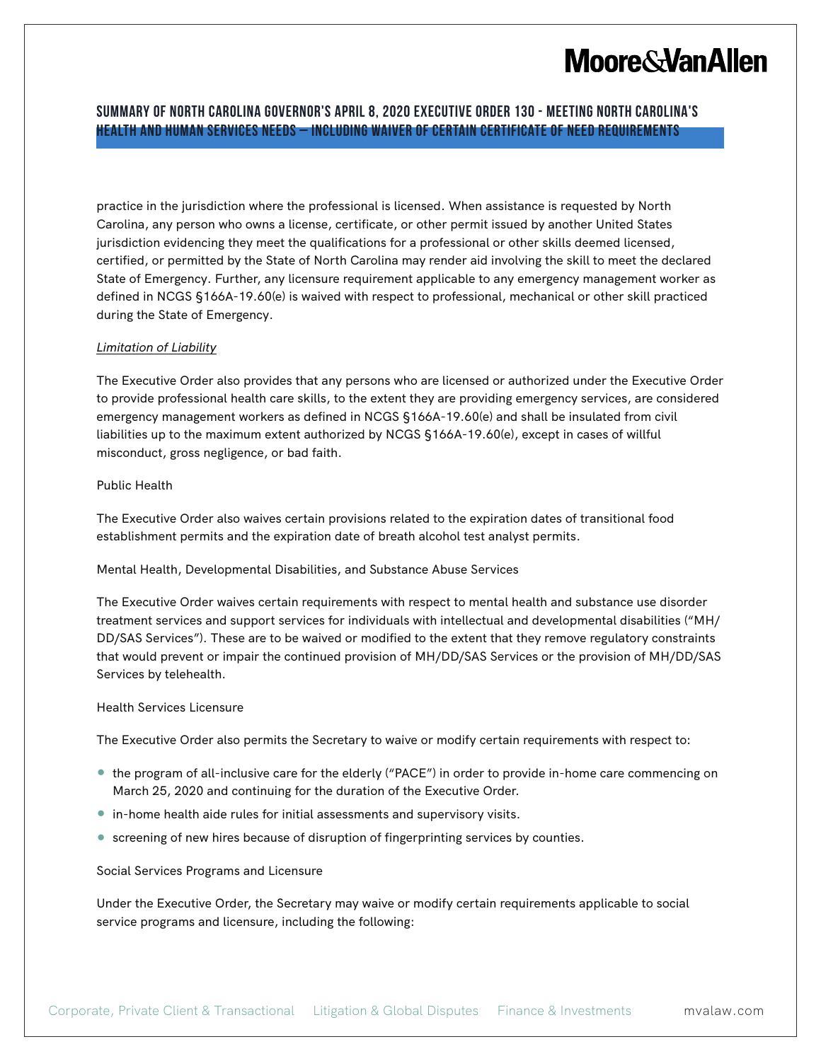practice in the jurisdiction where the professional is licensed. When assistance is requested by North Carolina, any person who owns a license, certificate, or other permit issued by another United States jurisdiction evidencing they meet the qualifications for a professional or other skills deemed licensed, certified, or permitted by the State of North Carolina may render aid involving the skill to meet the declared State of Emergency. Further, any licensure requirement applicable to any emergency management worker as defined in NCGS §166A-19.60(e) is waived with respect to professional, mechanical or other skill practiced during the State of Emergency.

*Limitation of Liability*

The Executive Order also provides that any persons who are licensed or authorized under the Executive Order to provide professional health care skills, to the extent they are providing emergency services, are considered emergency management workers as defined in NCGS §166A-19.60(e) and shall be insulated from civil liabilities up to the maximum extent authorized by NCGS §166A-19.60(e), except in cases of willful misconduct, gross negligence, or bad faith.

Public Health

The Executive Order also waives certain provisions related to the expiration dates of transitional food establishment permits and the expiration date of breath alcohol test analyst permits.

Mental Health, Developmental Disabilities, and Substance Abuse Services

The Executive Order waives certain requirements with respect to mental health and substance use disorder treatment services and support services for individuals with intellectual and developmental disabilities ("MH/DD/SAS Services"). These are to be waived or modified to the extent that they remove regulatory constraints that would prevent or impair the continued provision of MH/DD/SAS Services or the provision of MH/DD/SAS Services by telehealth.

Health Services Licensure

The Executive Order also permits the Secretary to waive or modify certain requirements with respect to:

- the program of all-inclusive care for the elderly ("PACE") in order to provide in-home care commencing on March 25, 2020 and continuing for the duration of the Executive Order.
- in-home health aide rules for initial assessments and supervisory visits.
- screening of new hires because of disruption of fingerprinting services by counties.

Social Services Programs and Licensure

Under the Executive Order, the Secretary may waive or modify certain requirements applicable to social service programs and licensure, including the following: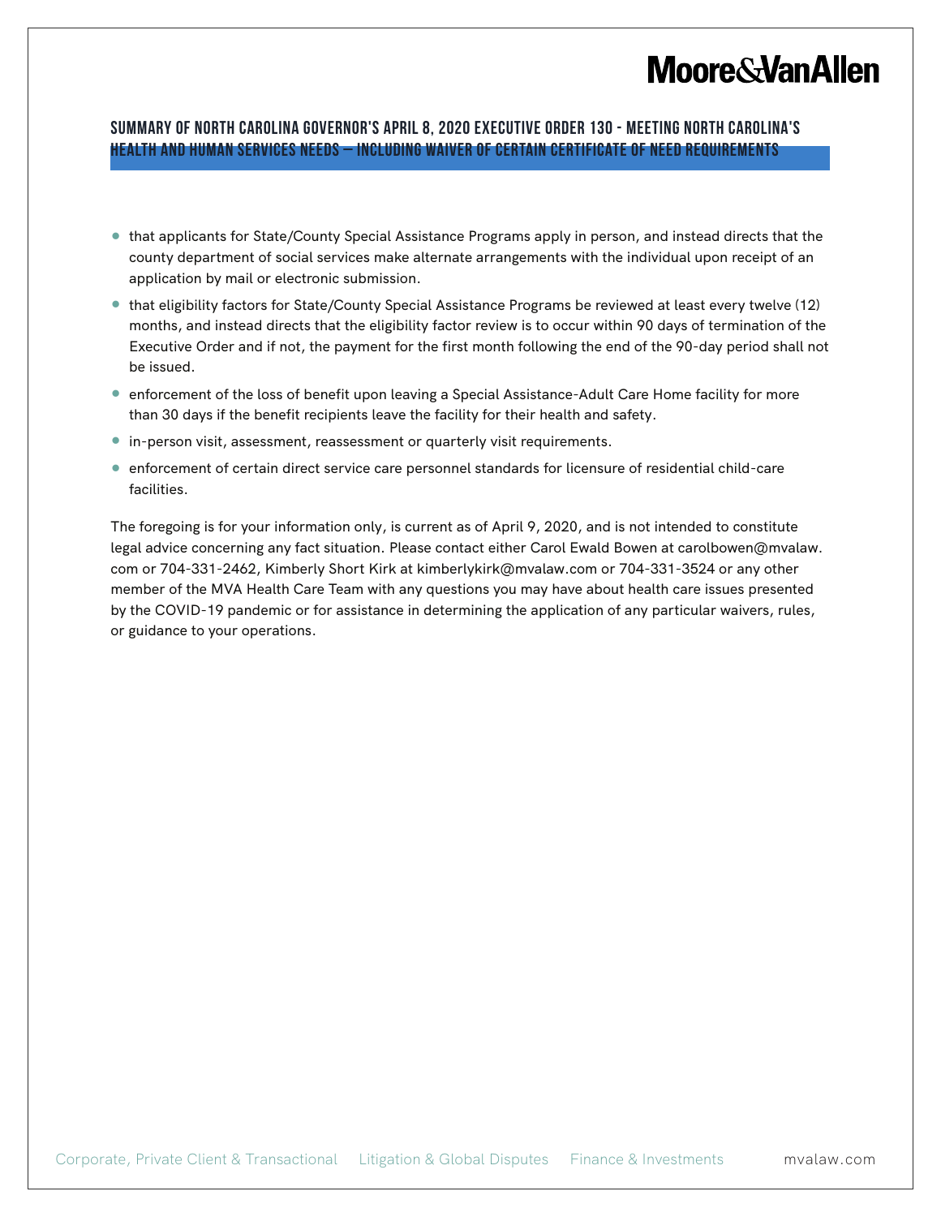- that applicants for State/County Special Assistance Programs apply in person, and instead directs that the county department of social services make alternate arrangements with the individual upon receipt of an application by mail or electronic submission.
- that eligibility factors for State/County Special Assistance Programs be reviewed at least every twelve (12) months, and instead directs that the eligibility factor review is to occur within 90 days of termination of the Executive Order and if not, the payment for the first month following the end of the 90-day period shall not be issued.
- enforcement of the loss of benefit upon leaving a Special Assistance-Adult Care Home facility for more than 30 days if the benefit recipients leave the facility for their health and safety.
- in-person visit, assessment, reassessment or quarterly visit requirements.
- enforcement of certain direct service care personnel standards for licensure of residential child-care facilities.

The foregoing is for your information only, is current as of April 9, 2020, and is not intended to constitute legal advice concerning any fact situation. Please contact either Carol Ewald Bowen at carolbowen@mvalaw.com or 704-331-2462, Kimberly Short Kirk at kimberlykirk@mvalaw.com or 704-331-3524 or any other member of the MVA Health Care Team with any questions you may have about health care issues presented by the COVID-19 pandemic or for assistance in determining the application of any particular waivers, rules, or guidance to your operations.